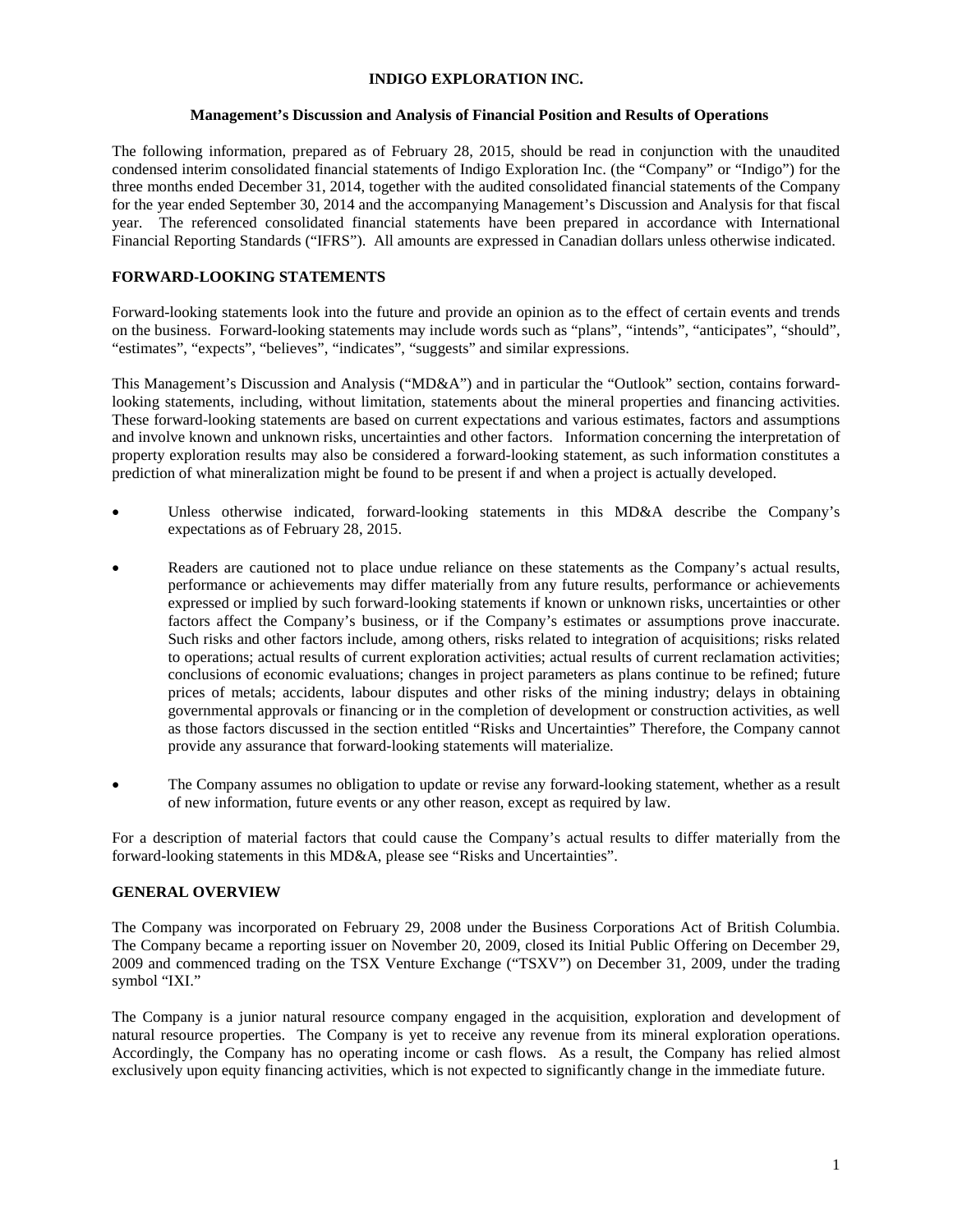**INDIGO EXPLORATION INC.**

**Management's Discussion and Analysis of Financial Position and Results of Operations**

The following information, prepared as of February 28, 2015, should be read in conjunction with the unaudited condensed interim consolidated financial statements of Indigo Exploration Inc. (the "Company" or "Indigo") for the three months ended December 31, 2014, together with the audited consolidated financial statements of the Company for the year ended September 30, 2014 and the accompanying Management's Discussion and Analysis for that fiscal year. The referenced consolidated financial statements have been prepared in accordance with International Financial Reporting Standards ("IFRS"). All amounts are expressed in Canadian dollars unless otherwise indicated.

## FORWARD-LOOKING STATEMENTS

Forward-looking statements look into the future and provide an opinion as to the effect of certain events and trends on the business. Forward-looking statements may include words such as "plans", "intends", "anticipates", "should", "estimates", "expects", "believes", "indicates", "suggests" and similar expressions.

This Management's Discussion and Analysis ("MD&A") and in particular the "Outlook" section, contains forward-looking statements, including, without limitation, statements about the mineral properties and financing activities. These forward-looking statements are based on current expectations and various estimates, factors and assumptions and involve known and unknown risks, uncertainties and other factors. Information concerning the interpretation of property exploration results may also be considered a forward-looking statement, as such information constitutes a prediction of what mineralization might be found to be present if and when a project is actually developed.

- Unless otherwise indicated, forward-looking statements in this MD&A describe the Company's expectations as of February 28, 2015.
- Readers are cautioned not to place undue reliance on these statements as the Company's actual results, performance or achievements may differ materially from any future results, performance or achievements expressed or implied by such forward-looking statements if known or unknown risks, uncertainties or other factors affect the Company's business, or if the Company's estimates or assumptions prove inaccurate. Such risks and other factors include, among others, risks related to integration of acquisitions; risks related to operations; actual results of current exploration activities; actual results of current reclamation activities; conclusions of economic evaluations; changes in project parameters as plans continue to be refined; future prices of metals; accidents, labour disputes and other risks of the mining industry; delays in obtaining governmental approvals or financing or in the completion of development or construction activities, as well as those factors discussed in the section entitled "Risks and Uncertainties" Therefore, the Company cannot provide any assurance that forward-looking statements will materialize.
- The Company assumes no obligation to update or revise any forward-looking statement, whether as a result of new information, future events or any other reason, except as required by law.

For a description of material factors that could cause the Company's actual results to differ materially from the forward-looking statements in this MD&A, please see "Risks and Uncertainties".

## GENERAL OVERVIEW

The Company was incorporated on February 29, 2008 under the Business Corporations Act of British Columbia. The Company became a reporting issuer on November 20, 2009, closed its Initial Public Offering on December 29, 2009 and commenced trading on the TSX Venture Exchange ("TSXV") on December 31, 2009, under the trading symbol "IXI."

The Company is a junior natural resource company engaged in the acquisition, exploration and development of natural resource properties. The Company is yet to receive any revenue from its mineral exploration operations. Accordingly, the Company has no operating income or cash flows. As a result, the Company has relied almost exclusively upon equity financing activities, which is not expected to significantly change in the immediate future.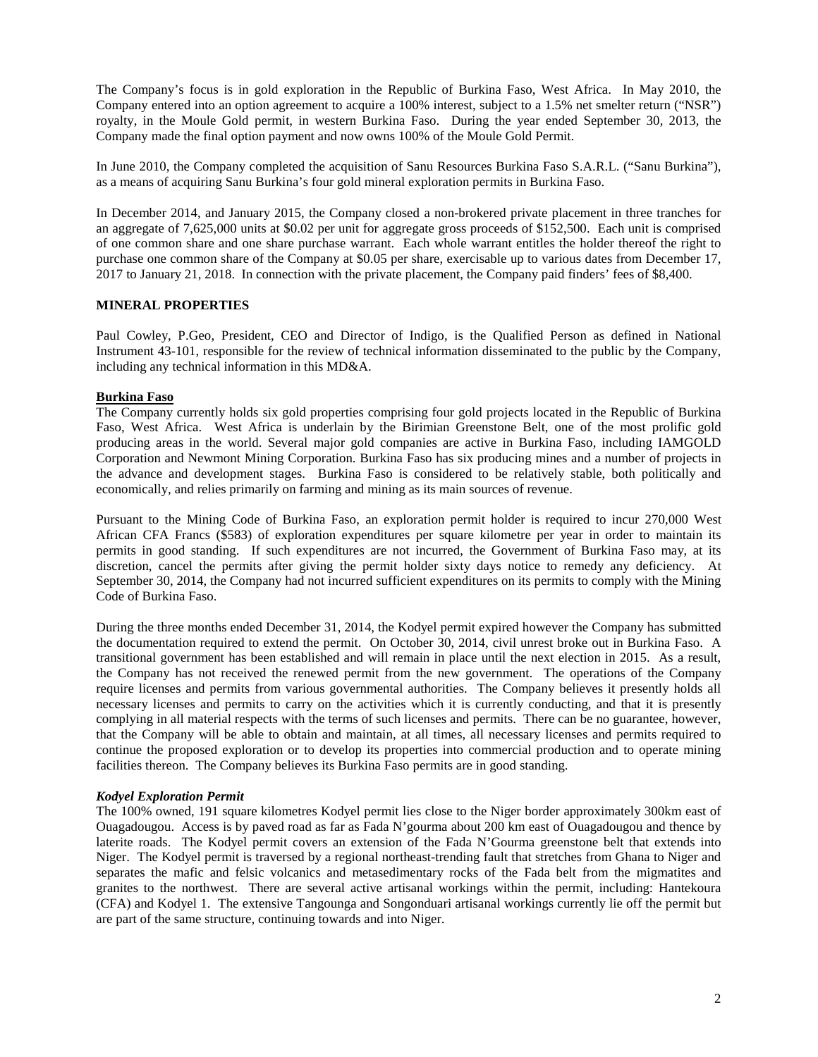The Company's focus is in gold exploration in the Republic of Burkina Faso, West Africa. In May 2010, the Company entered into an option agreement to acquire a 100% interest, subject to a 1.5% net smelter return ("NSR") royalty, in the Moule Gold permit, in western Burkina Faso. During the year ended September 30, 2013, the Company made the final option payment and now owns 100% of the Moule Gold Permit.

In June 2010, the Company completed the acquisition of Sanu Resources Burkina Faso S.A.R.L. ("Sanu Burkina"), as a means of acquiring Sanu Burkina's four gold mineral exploration permits in Burkina Faso.

In December 2014, and January 2015, the Company closed a non-brokered private placement in three tranches for an aggregate of 7,625,000 units at $0.02 per unit for aggregate gross proceeds of $152,500. Each unit is comprised of one common share and one share purchase warrant. Each whole warrant entitles the holder thereof the right to purchase one common share of the Company at $0.05 per share, exercisable up to various dates from December 17, 2017 to January 21, 2018. In connection with the private placement, the Company paid finders' fees of $8,400.

## MINERAL PROPERTIES

Paul Cowley, P.Geo, President, CEO and Director of Indigo, is the Qualified Person as defined in National Instrument 43-101, responsible for the review of technical information disseminated to the public by the Company, including any technical information in this MD&A.

### Burkina Faso

The Company currently holds six gold properties comprising four gold projects located in the Republic of Burkina Faso, West Africa. West Africa is underlain by the Birimian Greenstone Belt, one of the most prolific gold producing areas in the world. Several major gold companies are active in Burkina Faso, including IAMGOLD Corporation and Newmont Mining Corporation. Burkina Faso has six producing mines and a number of projects in the advance and development stages. Burkina Faso is considered to be relatively stable, both politically and economically, and relies primarily on farming and mining as its main sources of revenue.

Pursuant to the Mining Code of Burkina Faso, an exploration permit holder is required to incur 270,000 West African CFA Francs ($583) of exploration expenditures per square kilometre per year in order to maintain its permits in good standing. If such expenditures are not incurred, the Government of Burkina Faso may, at its discretion, cancel the permits after giving the permit holder sixty days notice to remedy any deficiency. At September 30, 2014, the Company had not incurred sufficient expenditures on its permits to comply with the Mining Code of Burkina Faso.

During the three months ended December 31, 2014, the Kodyel permit expired however the Company has submitted the documentation required to extend the permit. On October 30, 2014, civil unrest broke out in Burkina Faso. A transitional government has been established and will remain in place until the next election in 2015. As a result, the Company has not received the renewed permit from the new government. The operations of the Company require licenses and permits from various governmental authorities. The Company believes it presently holds all necessary licenses and permits to carry on the activities which it is currently conducting, and that it is presently complying in all material respects with the terms of such licenses and permits. There can be no guarantee, however, that the Company will be able to obtain and maintain, at all times, all necessary licenses and permits required to continue the proposed exploration or to develop its properties into commercial production and to operate mining facilities thereon. The Company believes its Burkina Faso permits are in good standing.

#### *Kodyel Exploration Permit*

The 100% owned, 191 square kilometres Kodyel permit lies close to the Niger border approximately 300km east of Ouagadougou. Access is by paved road as far as Fada N'gourma about 200 km east of Ouagadougou and thence by laterite roads. The Kodyel permit covers an extension of the Fada N'Gourma greenstone belt that extends into Niger. The Kodyel permit is traversed by a regional northeast-trending fault that stretches from Ghana to Niger and separates the mafic and felsic volcanics and metasedimentary rocks of the Fada belt from the migmatites and granites to the northwest. There are several active artisanal workings within the permit, including: Hantekoura (CFA) and Kodyel 1. The extensive Tangounga and Songonduari artisanal workings currently lie off the permit but are part of the same structure, continuing towards and into Niger.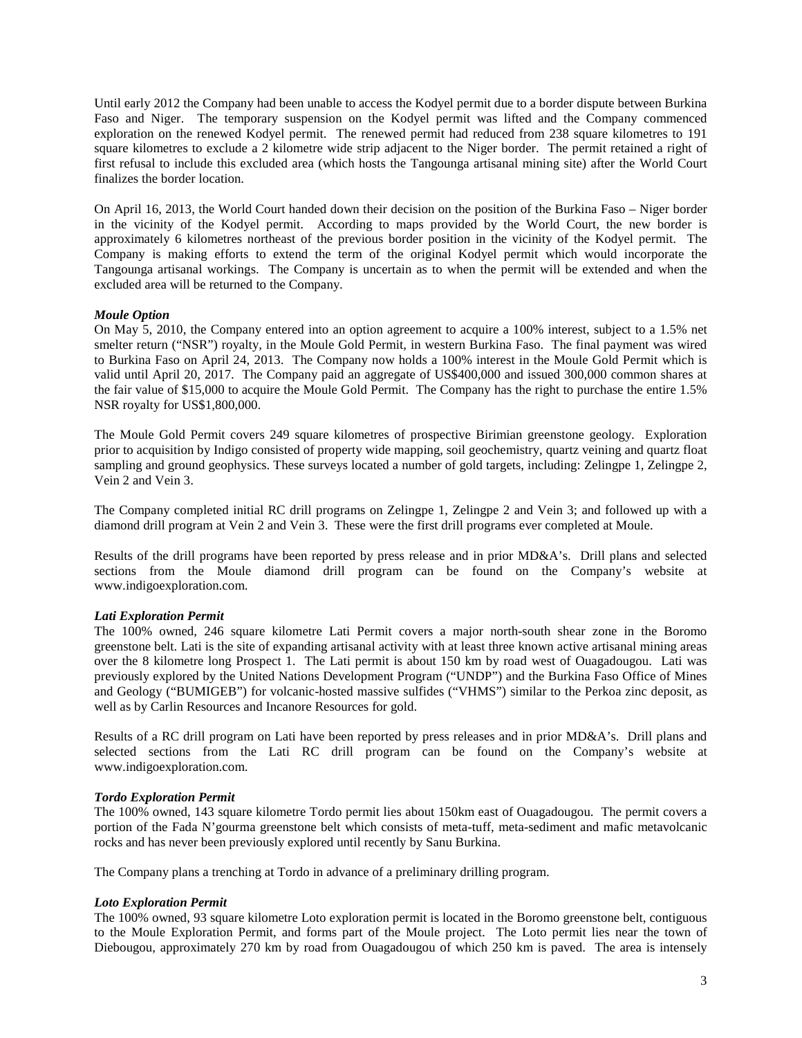Until early 2012 the Company had been unable to access the Kodyel permit due to a border dispute between Burkina Faso and Niger. The temporary suspension on the Kodyel permit was lifted and the Company commenced exploration on the renewed Kodyel permit. The renewed permit had reduced from 238 square kilometres to 191 square kilometres to exclude a 2 kilometre wide strip adjacent to the Niger border. The permit retained a right of first refusal to include this excluded area (which hosts the Tangounga artisanal mining site) after the World Court finalizes the border location.

On April 16, 2013, the World Court handed down their decision on the position of the Burkina Faso – Niger border in the vicinity of the Kodyel permit. According to maps provided by the World Court, the new border is approximately 6 kilometres northeast of the previous border position in the vicinity of the Kodyel permit. The Company is making efforts to extend the term of the original Kodyel permit which would incorporate the Tangounga artisanal workings. The Company is uncertain as to when the permit will be extended and when the excluded area will be returned to the Company.

***Moule Option***

On May 5, 2010, the Company entered into an option agreement to acquire a 100% interest, subject to a 1.5% net smelter return ("NSR") royalty, in the Moule Gold Permit, in western Burkina Faso. The final payment was wired to Burkina Faso on April 24, 2013. The Company now holds a 100% interest in the Moule Gold Permit which is valid until April 20, 2017. The Company paid an aggregate of US$400,000 and issued 300,000 common shares at the fair value of $15,000 to acquire the Moule Gold Permit. The Company has the right to purchase the entire 1.5% NSR royalty for US$1,800,000.

The Moule Gold Permit covers 249 square kilometres of prospective Birimian greenstone geology. Exploration prior to acquisition by Indigo consisted of property wide mapping, soil geochemistry, quartz veining and quartz float sampling and ground geophysics. These surveys located a number of gold targets, including: Zelingpe 1, Zelingpe 2, Vein 2 and Vein 3.

The Company completed initial RC drill programs on Zelingpe 1, Zelingpe 2 and Vein 3; and followed up with a diamond drill program at Vein 2 and Vein 3. These were the first drill programs ever completed at Moule.

Results of the drill programs have been reported by press release and in prior MD&A's. Drill plans and selected sections from the Moule diamond drill program can be found on the Company's website at www.indigoexploration.com.

***Lati Exploration Permit***

The 100% owned, 246 square kilometre Lati Permit covers a major north-south shear zone in the Boromo greenstone belt. Lati is the site of expanding artisanal activity with at least three known active artisanal mining areas over the 8 kilometre long Prospect 1. The Lati permit is about 150 km by road west of Ouagadougou. Lati was previously explored by the United Nations Development Program ("UNDP") and the Burkina Faso Office of Mines and Geology ("BUMIGEB") for volcanic-hosted massive sulfides ("VHMS") similar to the Perkoa zinc deposit, as well as by Carlin Resources and Incanore Resources for gold.

Results of a RC drill program on Lati have been reported by press releases and in prior MD&A's. Drill plans and selected sections from the Lati RC drill program can be found on the Company's website at www.indigoexploration.com.

***Tordo Exploration Permit***

The 100% owned, 143 square kilometre Tordo permit lies about 150km east of Ouagadougou. The permit covers a portion of the Fada N'gourma greenstone belt which consists of meta-tuff, meta-sediment and mafic metavolcanic rocks and has never been previously explored until recently by Sanu Burkina.

The Company plans a trenching at Tordo in advance of a preliminary drilling program.

***Loto Exploration Permit***

The 100% owned, 93 square kilometre Loto exploration permit is located in the Boromo greenstone belt, contiguous to the Moule Exploration Permit, and forms part of the Moule project. The Loto permit lies near the town of Diebougou, approximately 270 km by road from Ouagadougou of which 250 km is paved. The area is intensely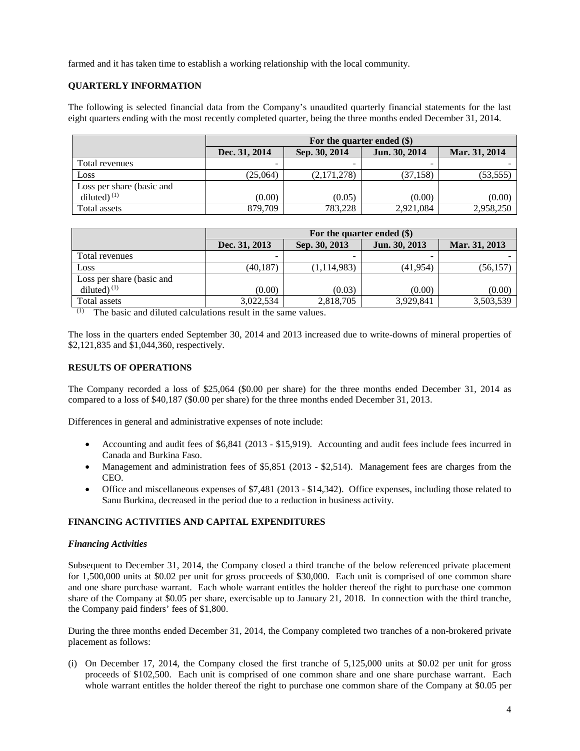farmed and it has taken time to establish a working relationship with the local community.

## QUARTERLY INFORMATION

The following is selected financial data from the Company's unaudited quarterly financial statements for the last eight quarters ending with the most recently completed quarter, being the three months ended December 31, 2014.

| | For the quarter ended ($) | | | |
|---|---|---|---|---|
| | Dec. 31, 2014 | Sep. 30, 2014 | Jun. 30, 2014 | Mar. 31, 2014 |
| Total revenues | - | - | - | - |
| Loss | (25,064) | (2,171,278) | (37,158) | (53,555) |
| Loss per share (basic and diluted) [(1)] | (0.00) | (0.05) | (0.00) | (0.00) |
| Total assets | 879,709 | 783,228 | 2,921,084 | 2,958,250 |

| | For the quarter ended ($) | | | |
|---|---|---|---|---|
| | Dec. 31, 2013 | Sep. 30, 2013 | Jun. 30, 2013 | Mar. 31, 2013 |
| Total revenues | - | - | - | - |
| Loss | (40,187) | (1,114,983) | (41,954) | (56,157) |
| Loss per share (basic and diluted) [(1)] | (0.00) | (0.03) | (0.00) | (0.00) |
| Total assets | 3,022,534 | 2,818,705 | 3,929,841 | 3,503,539 |

(1) The basic and diluted calculations result in the same values.

The loss in the quarters ended September 30, 2014 and 2013 increased due to write-downs of mineral properties of $2,121,835 and $1,044,360, respectively.

## RESULTS OF OPERATIONS

The Company recorded a loss of $25,064 ($0.00 per share) for the three months ended December 31, 2014 as compared to a loss of $40,187 ($0.00 per share) for the three months ended December 31, 2013.

Differences in general and administrative expenses of note include:

- Accounting and audit fees of $6,841 (2013 - $15,919). Accounting and audit fees include fees incurred in Canada and Burkina Faso.
- Management and administration fees of $5,851 (2013 - $2,514). Management fees are charges from the CEO.
- Office and miscellaneous expenses of $7,481 (2013 - $14,342). Office expenses, including those related to Sanu Burkina, decreased in the period due to a reduction in business activity.

## FINANCING ACTIVITIES AND CAPITAL EXPENDITURES

### *Financing Activities*

Subsequent to December 31, 2014, the Company closed a third tranche of the below referenced private placement for 1,500,000 units at $0.02 per unit for gross proceeds of $30,000. Each unit is comprised of one common share and one share purchase warrant. Each whole warrant entitles the holder thereof the right to purchase one common share of the Company at $0.05 per share, exercisable up to January 21, 2018. In connection with the third tranche, the Company paid finders' fees of $1,800.

During the three months ended December 31, 2014, the Company completed two tranches of a non-brokered private placement as follows:

(i) On December 17, 2014, the Company closed the first tranche of 5,125,000 units at $0.02 per unit for gross proceeds of $102,500. Each unit is comprised of one common share and one share purchase warrant. Each whole warrant entitles the holder thereof the right to purchase one common share of the Company at $0.05 per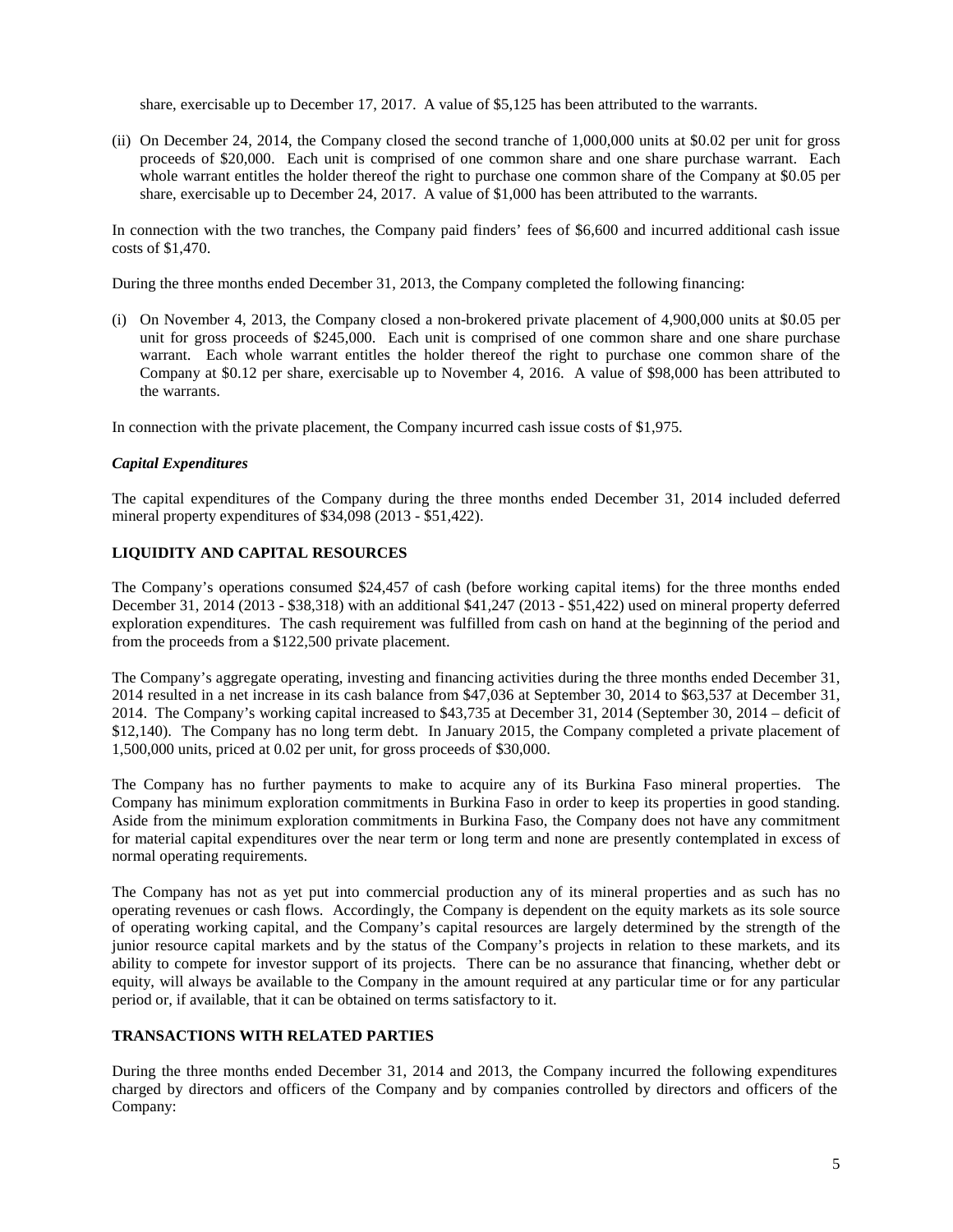share, exercisable up to December 17, 2017. A value of $5,125 has been attributed to the warrants.

(ii) On December 24, 2014, the Company closed the second tranche of 1,000,000 units at $0.02 per unit for gross proceeds of $20,000. Each unit is comprised of one common share and one share purchase warrant. Each whole warrant entitles the holder thereof the right to purchase one common share of the Company at $0.05 per share, exercisable up to December 24, 2017. A value of $1,000 has been attributed to the warrants.

In connection with the two tranches, the Company paid finders' fees of $6,600 and incurred additional cash issue costs of $1,470.

During the three months ended December 31, 2013, the Company completed the following financing:

(i) On November 4, 2013, the Company closed a non-brokered private placement of 4,900,000 units at $0.05 per unit for gross proceeds of $245,000. Each unit is comprised of one common share and one share purchase warrant. Each whole warrant entitles the holder thereof the right to purchase one common share of the Company at $0.12 per share, exercisable up to November 4, 2016. A value of $98,000 has been attributed to the warrants.

In connection with the private placement, the Company incurred cash issue costs of $1,975.

***Capital Expenditures***

The capital expenditures of the Company during the three months ended December 31, 2014 included deferred mineral property expenditures of $34,098 (2013 - $51,422).

## LIQUIDITY AND CAPITAL RESOURCES

The Company's operations consumed $24,457 of cash (before working capital items) for the three months ended December 31, 2014 (2013 - $38,318) with an additional $41,247 (2013 - $51,422) used on mineral property deferred exploration expenditures. The cash requirement was fulfilled from cash on hand at the beginning of the period and from the proceeds from a $122,500 private placement.

The Company's aggregate operating, investing and financing activities during the three months ended December 31, 2014 resulted in a net increase in its cash balance from $47,036 at September 30, 2014 to $63,537 at December 31, 2014. The Company's working capital increased to $43,735 at December 31, 2014 (September 30, 2014 – deficit of $12,140). The Company has no long term debt. In January 2015, the Company completed a private placement of 1,500,000 units, priced at 0.02 per unit, for gross proceeds of $30,000.

The Company has no further payments to make to acquire any of its Burkina Faso mineral properties. The Company has minimum exploration commitments in Burkina Faso in order to keep its properties in good standing. Aside from the minimum exploration commitments in Burkina Faso, the Company does not have any commitment for material capital expenditures over the near term or long term and none are presently contemplated in excess of normal operating requirements.

The Company has not as yet put into commercial production any of its mineral properties and as such has no operating revenues or cash flows. Accordingly, the Company is dependent on the equity markets as its sole source of operating working capital, and the Company's capital resources are largely determined by the strength of the junior resource capital markets and by the status of the Company's projects in relation to these markets, and its ability to compete for investor support of its projects. There can be no assurance that financing, whether debt or equity, will always be available to the Company in the amount required at any particular time or for any particular period or, if available, that it can be obtained on terms satisfactory to it.

## TRANSACTIONS WITH RELATED PARTIES

During the three months ended December 31, 2014 and 2013, the Company incurred the following expenditures charged by directors and officers of the Company and by companies controlled by directors and officers of the Company: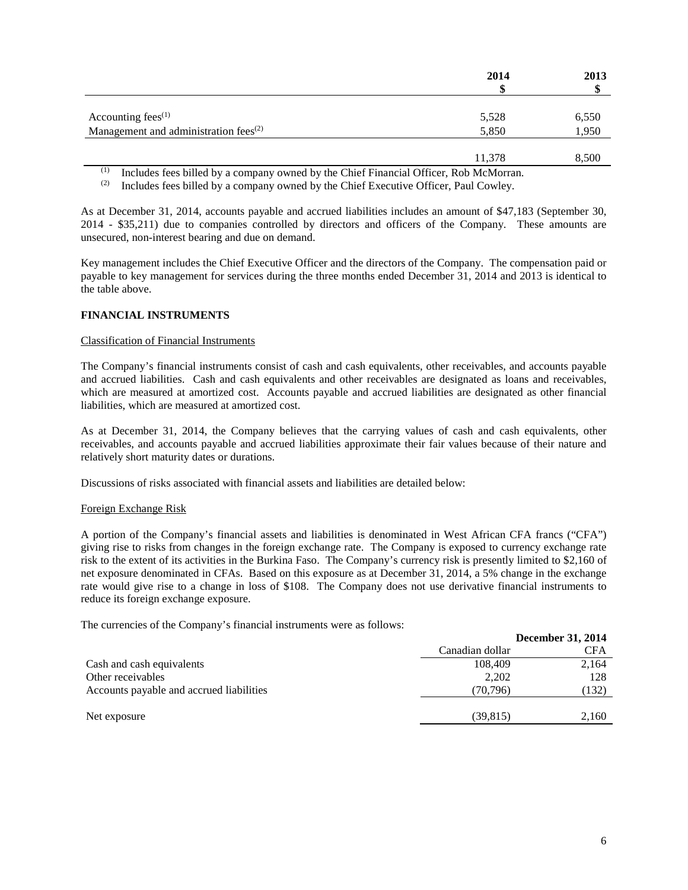| | 2014 $ | 2013 $ |
|---|---|---|
| Accounting fees[(1)] | 5,528 | 6,550 |
| Management and administration fees[(2)] | 5,850 | 1,950 |
| | 11,378 | 8,500 |

[(1)] Includes fees billed by a company owned by the Chief Financial Officer, Rob McMorran.

[(2)] Includes fees billed by a company owned by the Chief Executive Officer, Paul Cowley.

As at December 31, 2014, accounts payable and accrued liabilities includes an amount of $47,183 (September 30, 2014 - $35,211) due to companies controlled by directors and officers of the Company. These amounts are unsecured, non-interest bearing and due on demand.

Key management includes the Chief Executive Officer and the directors of the Company. The compensation paid or payable to key management for services during the three months ended December 31, 2014 and 2013 is identical to the table above.

## FINANCIAL INSTRUMENTS

### Classification of Financial Instruments

The Company's financial instruments consist of cash and cash equivalents, other receivables, and accounts payable and accrued liabilities. Cash and cash equivalents and other receivables are designated as loans and receivables, which are measured at amortized cost. Accounts payable and accrued liabilities are designated as other financial liabilities, which are measured at amortized cost.

As at December 31, 2014, the Company believes that the carrying values of cash and cash equivalents, other receivables, and accounts payable and accrued liabilities approximate their fair values because of their nature and relatively short maturity dates or durations.

Discussions of risks associated with financial assets and liabilities are detailed below:

### Foreign Exchange Risk

A portion of the Company's financial assets and liabilities is denominated in West African CFA francs ("CFA") giving rise to risks from changes in the foreign exchange rate. The Company is exposed to currency exchange rate risk to the extent of its activities in the Burkina Faso. The Company's currency risk is presently limited to $2,160 of net exposure denominated in CFAs. Based on this exposure as at December 31, 2014, a 5% change in the exchange rate would give rise to a change in loss of $108. The Company does not use derivative financial instruments to reduce its foreign exchange exposure.

The currencies of the Company's financial instruments were as follows:

| | December 31, 2014 | |
|---|---|---|
| | Canadian dollar | CFA |
| Cash and cash equivalents | 108,409 | 2,164 |
| Other receivables | 2,202 | 128 |
| Accounts payable and accrued liabilities | (70,796) | (132) |
| Net exposure | (39,815) | 2,160 |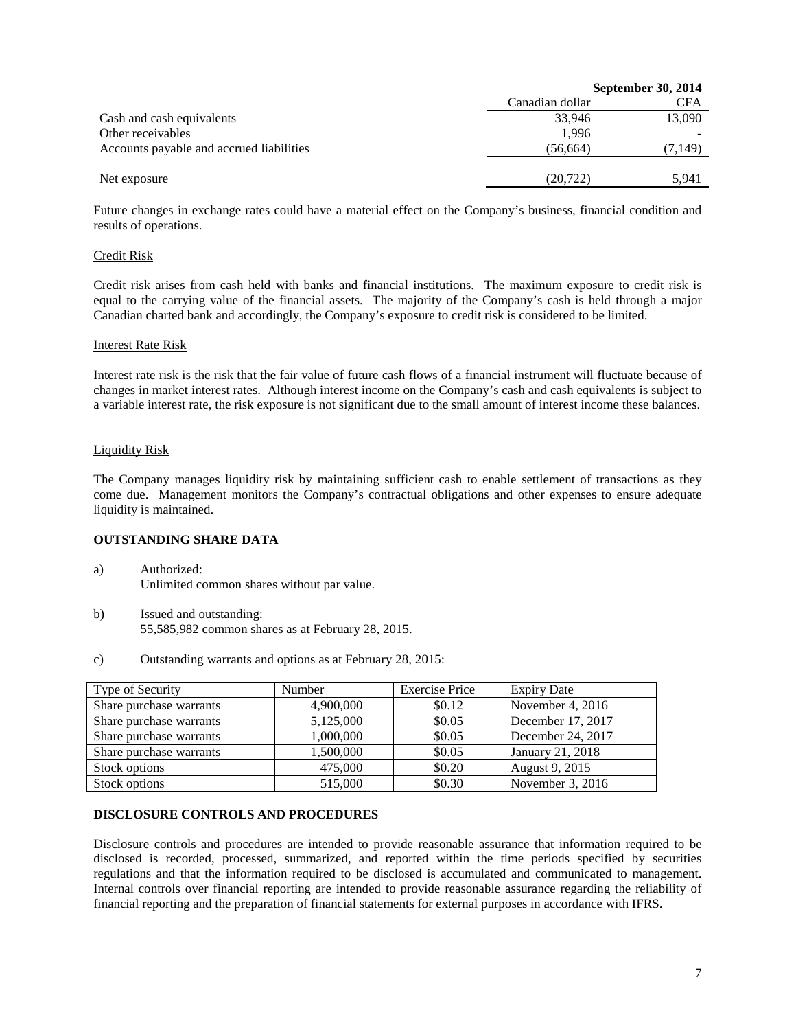| | September 30, 2014 | |
|---|---|---|
| | Canadian dollar | CFA |
| Cash and cash equivalents | 33,946 | 13,090 |
| Other receivables | 1,996 | - |
| Accounts payable and accrued liabilities | (56,664) | (7,149) |
| Net exposure | (20,722) | 5,941 |

Future changes in exchange rates could have a material effect on the Company's business, financial condition and results of operations.

Credit Risk

Credit risk arises from cash held with banks and financial institutions. The maximum exposure to credit risk is equal to the carrying value of the financial assets. The majority of the Company's cash is held through a major Canadian charted bank and accordingly, the Company's exposure to credit risk is considered to be limited.

Interest Rate Risk

Interest rate risk is the risk that the fair value of future cash flows of a financial instrument will fluctuate because of changes in market interest rates. Although interest income on the Company's cash and cash equivalents is subject to a variable interest rate, the risk exposure is not significant due to the small amount of interest income these balances.

Liquidity Risk

The Company manages liquidity risk by maintaining sufficient cash to enable settlement of transactions as they come due. Management monitors the Company's contractual obligations and other expenses to ensure adequate liquidity is maintained.

## OUTSTANDING SHARE DATA

a) Authorized:
Unlimited common shares without par value.

b) Issued and outstanding:
55,585,982 common shares as at February 28, 2015.

c) Outstanding warrants and options as at February 28, 2015:

| Type of Security | Number | Exercise Price | Expiry Date |
|---|---|---|---|
| Share purchase warrants | 4,900,000 | $0.12 | November 4, 2016 |
| Share purchase warrants | 5,125,000 | $0.05 | December 17, 2017 |
| Share purchase warrants | 1,000,000 | $0.05 | December 24, 2017 |
| Share purchase warrants | 1,500,000 | $0.05 | January 21, 2018 |
| Stock options | 475,000 | $0.20 | August 9, 2015 |
| Stock options | 515,000 | $0.30 | November 3, 2016 |

## DISCLOSURE CONTROLS AND PROCEDURES

Disclosure controls and procedures are intended to provide reasonable assurance that information required to be disclosed is recorded, processed, summarized, and reported within the time periods specified by securities regulations and that the information required to be disclosed is accumulated and communicated to management. Internal controls over financial reporting are intended to provide reasonable assurance regarding the reliability of financial reporting and the preparation of financial statements for external purposes in accordance with IFRS.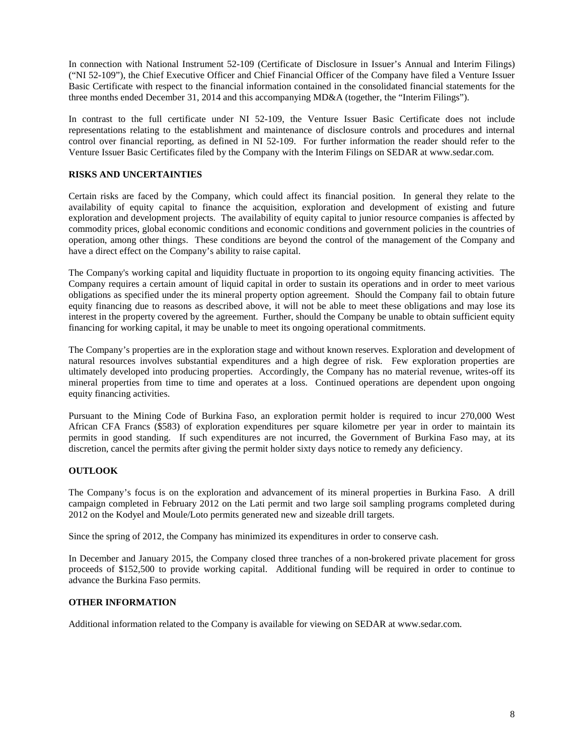In connection with National Instrument 52-109 (Certificate of Disclosure in Issuer's Annual and Interim Filings) ("NI 52-109"), the Chief Executive Officer and Chief Financial Officer of the Company have filed a Venture Issuer Basic Certificate with respect to the financial information contained in the consolidated financial statements for the three months ended December 31, 2014 and this accompanying MD&A (together, the "Interim Filings").

In contrast to the full certificate under NI 52-109, the Venture Issuer Basic Certificate does not include representations relating to the establishment and maintenance of disclosure controls and procedures and internal control over financial reporting, as defined in NI 52-109. For further information the reader should refer to the Venture Issuer Basic Certificates filed by the Company with the Interim Filings on SEDAR at www.sedar.com.

## RISKS AND UNCERTAINTIES

Certain risks are faced by the Company, which could affect its financial position. In general they relate to the availability of equity capital to finance the acquisition, exploration and development of existing and future exploration and development projects. The availability of equity capital to junior resource companies is affected by commodity prices, global economic conditions and economic conditions and government policies in the countries of operation, among other things. These conditions are beyond the control of the management of the Company and have a direct effect on the Company's ability to raise capital.

The Company's working capital and liquidity fluctuate in proportion to its ongoing equity financing activities. The Company requires a certain amount of liquid capital in order to sustain its operations and in order to meet various obligations as specified under the its mineral property option agreement. Should the Company fail to obtain future equity financing due to reasons as described above, it will not be able to meet these obligations and may lose its interest in the property covered by the agreement. Further, should the Company be unable to obtain sufficient equity financing for working capital, it may be unable to meet its ongoing operational commitments.

The Company's properties are in the exploration stage and without known reserves. Exploration and development of natural resources involves substantial expenditures and a high degree of risk. Few exploration properties are ultimately developed into producing properties. Accordingly, the Company has no material revenue, writes-off its mineral properties from time to time and operates at a loss. Continued operations are dependent upon ongoing equity financing activities.

Pursuant to the Mining Code of Burkina Faso, an exploration permit holder is required to incur 270,000 West African CFA Francs ($583) of exploration expenditures per square kilometre per year in order to maintain its permits in good standing. If such expenditures are not incurred, the Government of Burkina Faso may, at its discretion, cancel the permits after giving the permit holder sixty days notice to remedy any deficiency.

## OUTLOOK

The Company's focus is on the exploration and advancement of its mineral properties in Burkina Faso. A drill campaign completed in February 2012 on the Lati permit and two large soil sampling programs completed during 2012 on the Kodyel and Moule/Loto permits generated new and sizeable drill targets.

Since the spring of 2012, the Company has minimized its expenditures in order to conserve cash.

In December and January 2015, the Company closed three tranches of a non-brokered private placement for gross proceeds of $152,500 to provide working capital. Additional funding will be required in order to continue to advance the Burkina Faso permits.

## OTHER INFORMATION

Additional information related to the Company is available for viewing on SEDAR at www.sedar.com.